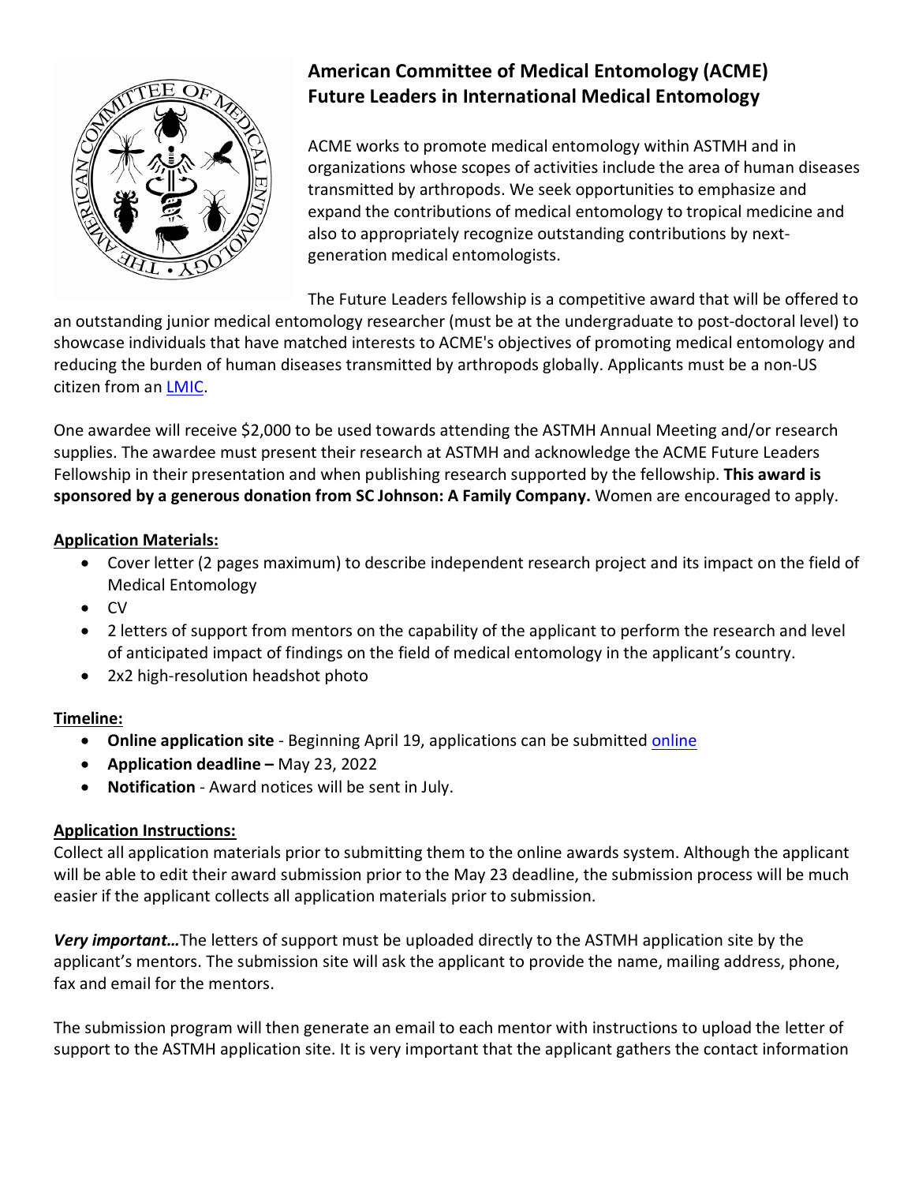# American Committee of Medical Entomology (ACME) Future Leaders in International Medical Entomology

ACME works to promote medical entomology within ASTMH and in organizations whose scopes of activities include the area of human diseases transmitted by arthropods. We seek opportunities to emphasize and expand the contributions of medical entomology to tropical medicine and also to appropriately recognize outstanding contributions by next-generation medical entomologists.

The Future Leaders fellowship is a competitive award that will be offered to an outstanding junior medical entomology researcher (must be at the undergraduate to post-doctoral level) to showcase individuals that have matched interests to ACME's objectives of promoting medical entomology and reducing the burden of human diseases transmitted by arthropods globally. Applicants must be a non-US citizen from an [LMIC](LMIC).

One awardee will receive $2,000 to be used towards attending the ASTMH Annual Meeting and/or research supplies. The awardee must present their research at ASTMH and acknowledge the ACME Future Leaders Fellowship in their presentation and when publishing research supported by the fellowship. **This award is sponsored by a generous donation from SC Johnson: A Family Company.** Women are encouraged to apply.

## Application Materials:

- Cover letter (2 pages maximum) to describe independent research project and its impact on the field of Medical Entomology
- CV
- 2 letters of support from mentors on the capability of the applicant to perform the research and level of anticipated impact of findings on the field of medical entomology in the applicant's country.
- 2x2 high-resolution headshot photo

## Timeline:

- **Online application site** - Beginning April 19, applications can be submitted [online](online)
- **Application deadline –** May 23, 2022
- **Notification** - Award notices will be sent in July.

## Application Instructions:

Collect all application materials prior to submitting them to the online awards system. Although the applicant will be able to edit their award submission prior to the May 23 deadline, the submission process will be much easier if the applicant collects all application materials prior to submission.

***Very important…***The letters of support must be uploaded directly to the ASTMH application site by the applicant's mentors. The submission site will ask the applicant to provide the name, mailing address, phone, fax and email for the mentors.

The submission program will then generate an email to each mentor with instructions to upload the letter of support to the ASTMH application site. It is very important that the applicant gathers the contact information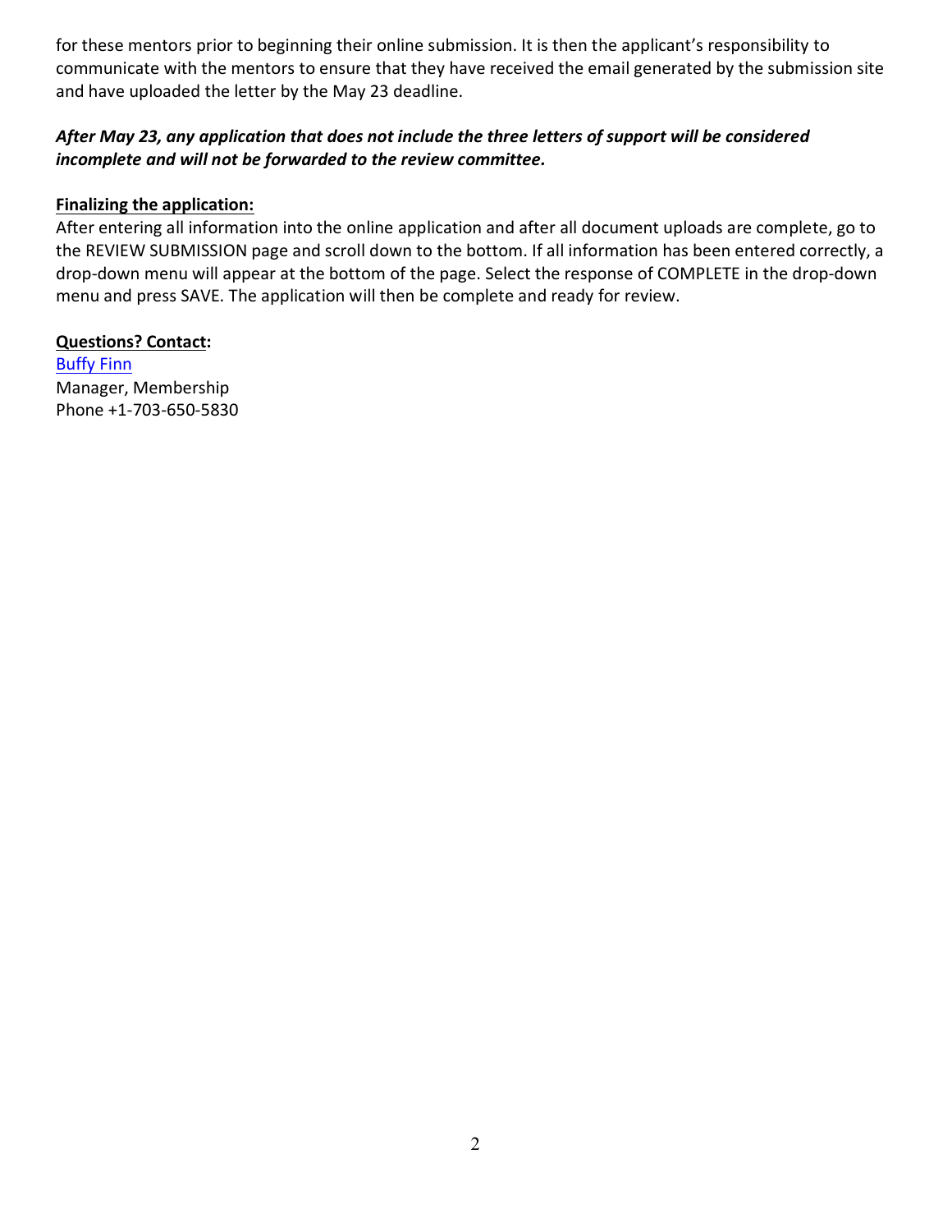for these mentors prior to beginning their online submission. It is then the applicant's responsibility to communicate with the mentors to ensure that they have received the email generated by the submission site and have uploaded the letter by the May 23 deadline.

***After May 23, any application that does not include the three letters of support will be considered incomplete and will not be forwarded to the review committee.***

**Finalizing the application:**

After entering all information into the online application and after all document uploads are complete, go to the REVIEW SUBMISSION page and scroll down to the bottom. If all information has been entered correctly, a drop-down menu will appear at the bottom of the page. Select the response of COMPLETE in the drop-down menu and press SAVE. The application will then be complete and ready for review.

**Questions? Contact:**

Buffy Finn
Manager, Membership
Phone +1-703-650-5830